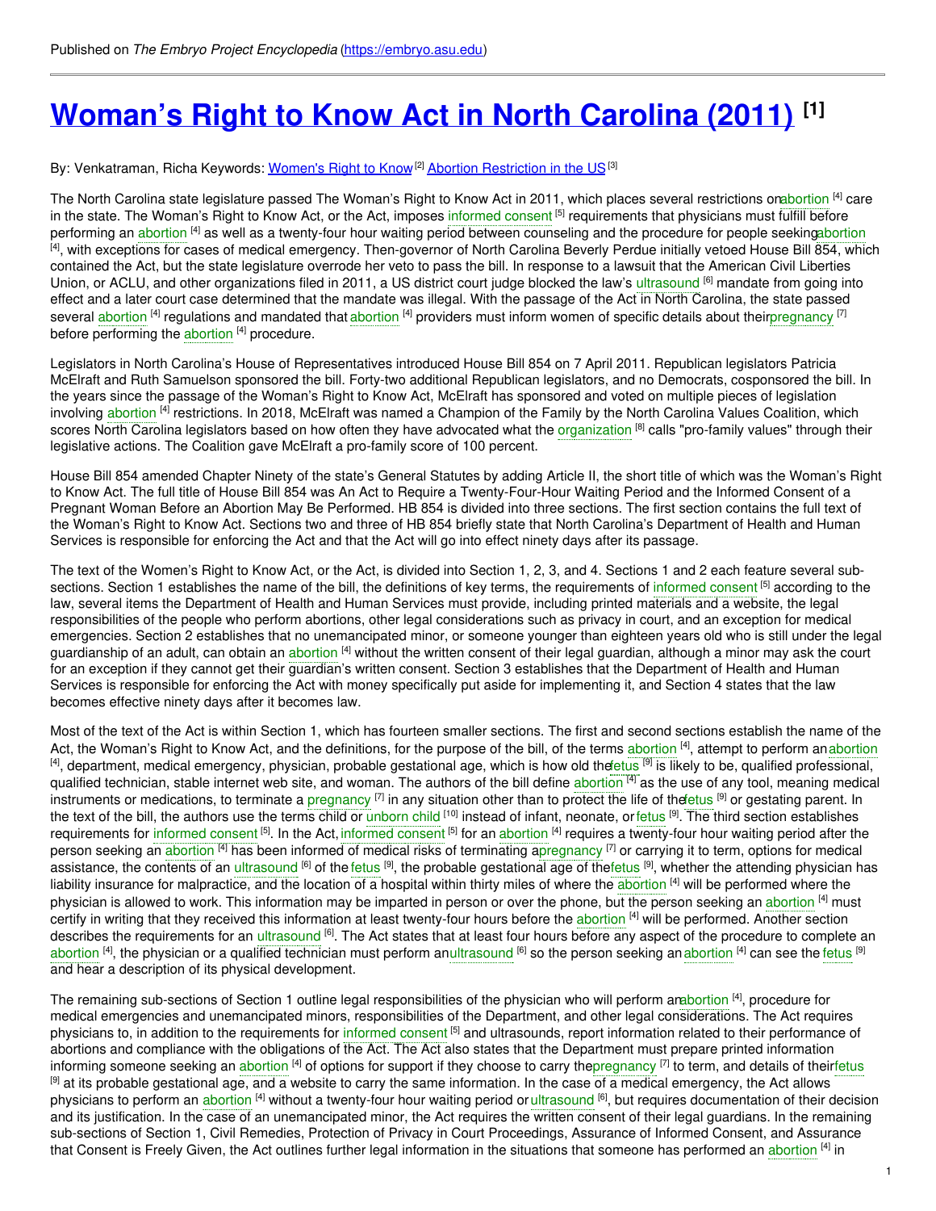Published on *The Embryo Project Encyclopedia* (https://embryo.asu.edu)

# Woman's Right to Know Act in North Carolina (2011) [1]

By: Venkatraman, Richa Keywords: Women's Right to Know [2] Abortion Restriction in the US [3]

The North Carolina state legislature passed The Woman's Right to Know Act in 2011, which places several restrictions on abortion [4] care in the state. The Woman's Right to Know Act, or the Act, imposes informed consent [5] requirements that physicians must fulfill before performing an abortion [4] as well as a twenty-four hour waiting period between counseling and the procedure for people seeking abortion [4], with exceptions for cases of medical emergency. Then-governor of North Carolina Beverly Perdue initially vetoed House Bill 854, which contained the Act, but the state legislature overrode her veto to pass the bill. In response to a lawsuit that the American Civil Liberties Union, or ACLU, and other organizations filed in 2011, a US district court judge blocked the law's ultrasound [6] mandate from going into effect and a later court case determined that the mandate was illegal. With the passage of the Act in North Carolina, the state passed several abortion [4] regulations and mandated that abortion [4] providers must inform women of specific details about their pregnancy [7] before performing the abortion [4] procedure.

Legislators in North Carolina's House of Representatives introduced House Bill 854 on 7 April 2011. Republican legislators Patricia McElraft and Ruth Samuelson sponsored the bill. Forty-two additional Republican legislators, and no Democrats, cosponsored the bill. In the years since the passage of the Woman's Right to Know Act, McElraft has sponsored and voted on multiple pieces of legislation involving abortion [4] restrictions. In 2018, McElraft was named a Champion of the Family by the North Carolina Values Coalition, which scores North Carolina legislators based on how often they have advocated what the organization [8] calls "pro-family values" through their legislative actions. The Coalition gave McElraft a pro-family score of 100 percent.

House Bill 854 amended Chapter Ninety of the state's General Statutes by adding Article II, the short title of which was the Woman's Right to Know Act. The full title of House Bill 854 was An Act to Require a Twenty-Four-Hour Waiting Period and the Informed Consent of a Pregnant Woman Before an Abortion May Be Performed. HB 854 is divided into three sections. The first section contains the full text of the Woman's Right to Know Act. Sections two and three of HB 854 briefly state that North Carolina's Department of Health and Human Services is responsible for enforcing the Act and that the Act will go into effect ninety days after its passage.

The text of the Women's Right to Know Act, or the Act, is divided into Section 1, 2, 3, and 4. Sections 1 and 2 each feature several sub-sections. Section 1 establishes the name of the bill, the definitions of key terms, the requirements of informed consent [5] according to the law, several items the Department of Health and Human Services must provide, including printed materials and a website, the legal responsibilities of the people who perform abortions, other legal considerations such as privacy in court, and an exception for medical emergencies. Section 2 establishes that no unemancipated minor, or someone younger than eighteen years old who is still under the legal guardianship of an adult, can obtain an abortion [4] without the written consent of their legal guardian, although a minor may ask the court for an exception if they cannot get their guardian's written consent. Section 3 establishes that the Department of Health and Human Services is responsible for enforcing the Act with money specifically put aside for implementing it, and Section 4 states that the law becomes effective ninety days after it becomes law.

Most of the text of the Act is within Section 1, which has fourteen smaller sections. The first and second sections establish the name of the Act, the Woman's Right to Know Act, and the definitions, for the purpose of the bill, of the terms abortion [4], attempt to perform an abortion [4], department, medical emergency, physician, probable gestational age, which is how old the fetus [9] is likely to be, qualified professional, qualified technician, stable internet web site, and woman. The authors of the bill define abortion [4] as the use of any tool, meaning medical instruments or medications, to terminate a pregnancy [7] in any situation other than to protect the life of the fetus [9] or gestating parent. In the text of the bill, the authors use the terms child or unborn child [10] instead of infant, neonate, or fetus [9]. The third section establishes requirements for informed consent [5]. In the Act, informed consent [5] for an abortion [4] requires a twenty-four hour waiting period after the person seeking an abortion [4] has been informed of medical risks of terminating a pregnancy [7] or carrying it to term, options for medical assistance, the contents of an ultrasound [6] of the fetus [9], the probable gestational age of the fetus [9], whether the attending physician has liability insurance for malpractice, and the location of a hospital within thirty miles of where the abortion [4] will be performed where the physician is allowed to work. This information may be imparted in person or over the phone, but the person seeking an abortion [4] must certify in writing that they received this information at least twenty-four hours before the abortion [4] will be performed. Another section describes the requirements for an ultrasound [6]. The Act states that at least four hours before any aspect of the procedure to complete an abortion [4], the physician or a qualified technician must perform an ultrasound [6] so the person seeking an abortion [4] can see the fetus [9] and hear a description of its physical development.

The remaining sub-sections of Section 1 outline legal responsibilities of the physician who will perform an abortion [4], procedure for medical emergencies and unemancipated minors, responsibilities of the Department, and other legal considerations. The Act requires physicians to, in addition to the requirements for informed consent [5] and ultrasounds, report information related to their performance of abortions and compliance with the obligations of the Act. The Act also states that the Department must prepare printed information informing someone seeking an abortion [4] of options for support if they choose to carry the pregnancy [7] to term, and details of their fetus [9] at its probable gestational age, and a website to carry the same information. In the case of a medical emergency, the Act allows physicians to perform an abortion [4] without a twenty-four hour waiting period or ultrasound [6], but requires documentation of their decision and its justification. In the case of an unemancipated minor, the Act requires the written consent of their legal guardians. In the remaining sub-sections of Section 1, Civil Remedies, Protection of Privacy in Court Proceedings, Assurance of Informed Consent, and Assurance that Consent is Freely Given, the Act outlines further legal information in the situations that someone has performed an abortion [4] in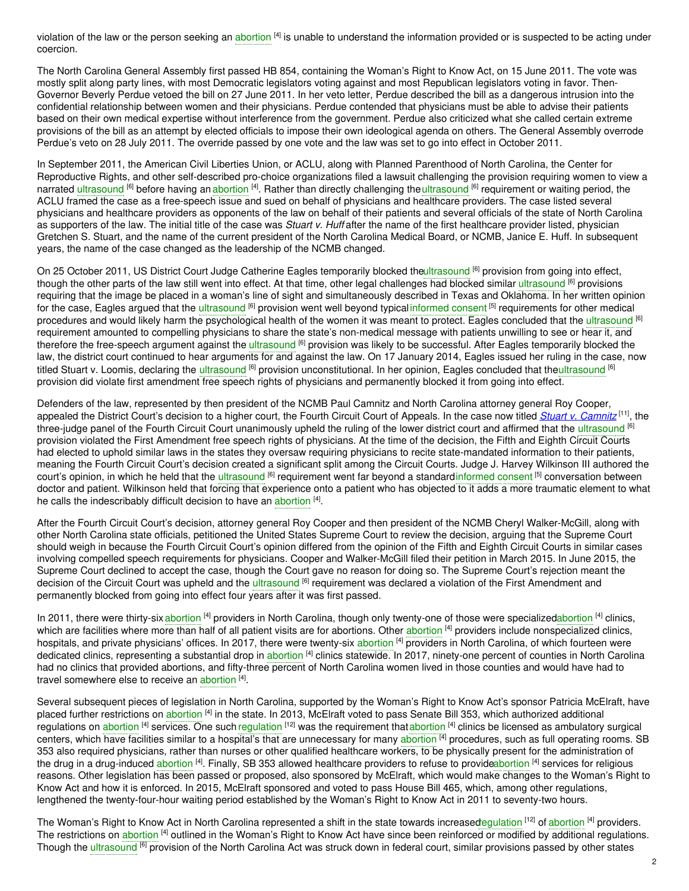violation of the law or the person seeking an abortion [4] is unable to understand the information provided or is suspected to be acting under coercion.

The North Carolina General Assembly first passed HB 854, containing the Woman's Right to Know Act, on 15 June 2011. The vote was mostly split along party lines, with most Democratic legislators voting against and most Republican legislators voting in favor. Then-Governor Beverly Perdue vetoed the bill on 27 June 2011. In her veto letter, Perdue described the bill as a dangerous intrusion into the confidential relationship between women and their physicians. Perdue contended that physicians must be able to advise their patients based on their own medical expertise without interference from the government. Perdue also criticized what she called certain extreme provisions of the bill as an attempt by elected officials to impose their own ideological agenda on others. The General Assembly overrode Perdue's veto on 28 July 2011. The override passed by one vote and the law was set to go into effect in October 2011.

In September 2011, the American Civil Liberties Union, or ACLU, along with Planned Parenthood of North Carolina, the Center for Reproductive Rights, and other self-described pro-choice organizations filed a lawsuit challenging the provision requiring women to view a narrated ultrasound [6] before having an abortion [4]. Rather than directly challenging the ultrasound [6] requirement or waiting period, the ACLU framed the case as a free-speech issue and sued on behalf of physicians and healthcare providers. The case listed several physicians and healthcare providers as opponents of the law on behalf of their patients and several officials of the state of North Carolina as supporters of the law. The initial title of the case was *Stuart v. Huff* after the name of the first healthcare provider listed, physician Gretchen S. Stuart, and the name of the current president of the North Carolina Medical Board, or NCMB, Janice E. Huff. In subsequent years, the name of the case changed as the leadership of the NCMB changed.

On 25 October 2011, US District Court Judge Catherine Eagles temporarily blocked the ultrasound [6] provision from going into effect, though the other parts of the law still went into effect. At that time, other legal challenges had blocked similar ultrasound [6] provisions requiring that the image be placed in a woman's line of sight and simultaneously described in Texas and Oklahoma. In her written opinion for the case, Eagles argued that the ultrasound [6] provision went well beyond typical informed consent [5] requirements for other medical procedures and would likely harm the psychological health of the women it was meant to protect. Eagles concluded that the ultrasound [6] requirement amounted to compelling physicians to share the state's non-medical message with patients unwilling to see or hear it, and therefore the free-speech argument against the ultrasound [6] provision was likely to be successful. After Eagles temporarily blocked the law, the district court continued to hear arguments for and against the law. On 17 January 2014, Eagles issued her ruling in the case, now titled Stuart v. Loomis, declaring the ultrasound [6] provision unconstitutional. In her opinion, Eagles concluded that the ultrasound [6] provision did violate first amendment free speech rights of physicians and permanently blocked it from going into effect.

Defenders of the law, represented by then president of the NCMB Paul Camnitz and North Carolina attorney general Roy Cooper, appealed the District Court's decision to a higher court, the Fourth Circuit Court of Appeals. In the case now titled *Stuart v. Camnitz* [11], the three-judge panel of the Fourth Circuit Court unanimously upheld the ruling of the lower district court and affirmed that the ultrasound [6] provision violated the First Amendment free speech rights of physicians. At the time of the decision, the Fifth and Eighth Circuit Courts had elected to uphold similar laws in the states they oversaw requiring physicians to recite state-mandated information to their patients, meaning the Fourth Circuit Court's decision created a significant split among the Circuit Courts. Judge J. Harvey Wilkinson III authored the court's opinion, in which he held that the ultrasound [6] requirement went far beyond a standard informed consent [5] conversation between doctor and patient. Wilkinson held that forcing that experience onto a patient who has objected to it adds a more traumatic element to what he calls the indescribably difficult decision to have an abortion [4].

After the Fourth Circuit Court's decision, attorney general Roy Cooper and then president of the NCMB Cheryl Walker-McGill, along with other North Carolina state officials, petitioned the United States Supreme Court to review the decision, arguing that the Supreme Court should weigh in because the Fourth Circuit Court's opinion differed from the opinion of the Fifth and Eighth Circuit Courts in similar cases involving compelled speech requirements for physicians. Cooper and Walker-McGill filed their petition in March 2015. In June 2015, the Supreme Court declined to accept the case, though the Court gave no reason for doing so. The Supreme Court's rejection meant the decision of the Circuit Court was upheld and the ultrasound [6] requirement was declared a violation of the First Amendment and permanently blocked from going into effect four years after it was first passed.

In 2011, there were thirty-six abortion [4] providers in North Carolina, though only twenty-one of those were specialized abortion [4] clinics, which are facilities where more than half of all patient visits are for abortions. Other abortion [4] providers include nonspecialized clinics, hospitals, and private physicians' offices. In 2017, there were twenty-six abortion [4] providers in North Carolina, of which fourteen were dedicated clinics, representing a substantial drop in abortion [4] clinics statewide. In 2017, ninety-one percent of counties in North Carolina had no clinics that provided abortions, and fifty-three percent of North Carolina women lived in those counties and would have had to travel somewhere else to receive an abortion [4].

Several subsequent pieces of legislation in North Carolina, supported by the Woman's Right to Know Act's sponsor Patricia McElraft, have placed further restrictions on abortion [4] in the state. In 2013, McElraft voted to pass Senate Bill 353, which authorized additional regulations on abortion [4] services. One such regulation [12] was the requirement that abortion [4] clinics be licensed as ambulatory surgical centers, which have facilities similar to a hospital's that are unnecessary for many abortion [4] procedures, such as full operating rooms. SB 353 also required physicians, rather than nurses or other qualified healthcare workers, to be physically present for the administration of the drug in a drug-induced abortion [4]. Finally, SB 353 allowed healthcare providers to refuse to provide abortion [4] services for religious reasons. Other legislation has been passed or proposed, also sponsored by McElraft, which would make changes to the Woman's Right to Know Act and how it is enforced. In 2015, McElraft sponsored and voted to pass House Bill 465, which, among other regulations, lengthened the twenty-four-hour waiting period established by the Woman's Right to Know Act in 2011 to seventy-two hours.

The Woman's Right to Know Act in North Carolina represented a shift in the state towards increased regulation [12] of abortion [4] providers. The restrictions on abortion [4] outlined in the Woman's Right to Know Act have since been reinforced or modified by additional regulations. Though the ultrasound [6] provision of the North Carolina Act was struck down in federal court, similar provisions passed by other states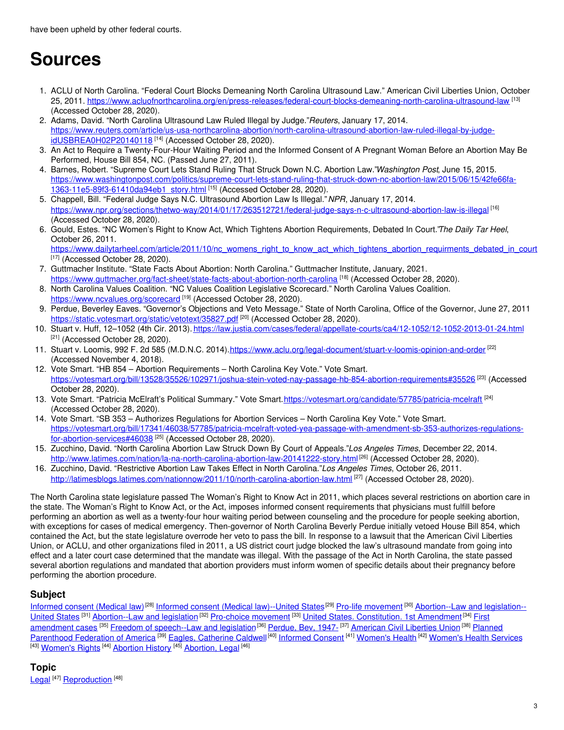have been upheld by other federal courts.

# Sources

1. ACLU of North Carolina. "Federal Court Blocks Demeaning North Carolina Ultrasound Law." American Civil Liberties Union, October 25, 2011. https://www.acluofnorthcarolina.org/en/press-releases/federal-court-blocks-demeaning-north-carolina-ultrasound-law [13] (Accessed October 28, 2020).
2. Adams, David. "North Carolina Ultrasound Law Ruled Illegal by Judge."*Reuters*, January 17, 2014. https://www.reuters.com/article/us-usa-northcarolina-abortion/north-carolina-ultrasound-abortion-law-ruled-illegal-by-judge-idUSBREA0H02P20140118 [14] (Accessed October 28, 2020).
3. An Act to Require a Twenty-Four-Hour Waiting Period and the Informed Consent of A Pregnant Woman Before an Abortion May Be Performed, House Bill 854, NC. (Passed June 27, 2011).
4. Barnes, Robert. "Supreme Court Lets Stand Ruling That Struck Down N.C. Abortion Law."*Washington Post*, June 15, 2015. https://www.washingtonpost.com/politics/supreme-court-lets-stand-ruling-that-struck-down-nc-abortion-law/2015/06/15/42fe66fa-1363-11e5-89f3-61410da94eb1_story.html [15] (Accessed October 28, 2020).
5. Chappell, Bill. "Federal Judge Says N.C. Ultrasound Abortion Law Is Illegal." *NPR*, January 17, 2014. https://www.npr.org/sections/thetwo-way/2014/01/17/263512721/federal-judge-says-n-c-ultrasound-abortion-law-is-illegal [16] (Accessed October 28, 2020).
6. Gould, Estes. "NC Women's Right to Know Act, Which Tightens Abortion Requirements, Debated In Court."*The Daily Tar Heel*, October 26, 2011. https://www.dailytarheel.com/article/2011/10/nc_womens_right_to_know_act_which_tightens_abortion_requirments_debated_in_court [17] (Accessed October 28, 2020).
7. Guttmacher Institute. "State Facts About Abortion: North Carolina." Guttmacher Institute, January, 2021. https://www.guttmacher.org/fact-sheet/state-facts-about-abortion-north-carolina [18] (Accessed October 28, 2020).
8. North Carolina Values Coalition. "NC Values Coalition Legislative Scorecard." North Carolina Values Coalition. https://www.ncvalues.org/scorecard [19] (Accessed October 28, 2020).
9. Perdue, Beverley Eaves. "Governor's Objections and Veto Message." State of North Carolina, Office of the Governor, June 27, 2011 https://static.votesmart.org/static/vetotext/35827.pdf [20] (Accessed October 28, 2020).
10. Stuart v. Huff, 12–1052 (4th Cir. 2013). https://law.justia.com/cases/federal/appellate-courts/ca4/12-1052/12-1052-2013-01-24.html [21] (Accessed October 28, 2020).
11. Stuart v. Loomis, 992 F. 2d 585 (M.D.N.C. 2014). https://www.aclu.org/legal-document/stuart-v-loomis-opinion-and-order [22] (Accessed November 4, 2018).
12. Vote Smart. "HB 854 – Abortion Requirements – North Carolina Key Vote." Vote Smart. https://votesmart.org/bill/13528/35526/102971/joshua-stein-voted-nay-passage-hb-854-abortion-requirements#35526 [23] (Accessed October 28, 2020).
13. Vote Smart. "Patricia McElraft's Political Summary." Vote Smart. https://votesmart.org/candidate/57785/patricia-mcelraft [24] (Accessed October 28, 2020).
14. Vote Smart. "SB 353 – Authorizes Regulations for Abortion Services – North Carolina Key Vote." Vote Smart. https://votesmart.org/bill/17341/46038/57785/patricia-mcelraft-voted-yea-passage-with-amendment-sb-353-authorizes-regulations-for-abortion-services#46038 [25] (Accessed October 28, 2020).
15. Zucchino, David. "North Carolina Abortion Law Struck Down By Court of Appeals."*Los Angeles Times*, December 22, 2014. http://www.latimes.com/nation/la-na-north-carolina-abortion-law-20141222-story.html [26] (Accessed October 28, 2020).
16. Zucchino, David. "Restrictive Abortion Law Takes Effect in North Carolina."*Los Angeles Times*, October 26, 2011. http://latimesblogs.latimes.com/nationnow/2011/10/north-carolina-abortion-law.html [27] (Accessed October 28, 2020).

The North Carolina state legislature passed The Woman's Right to Know Act in 2011, which places several restrictions on abortion care in the state. The Woman's Right to Know Act, or the Act, imposes informed consent requirements that physicians must fulfill before performing an abortion as well as a twenty-four hour waiting period between counseling and the procedure for people seeking abortion, with exceptions for cases of medical emergency. Then-governor of North Carolina Beverly Perdue initially vetoed House Bill 854, which contained the Act, but the state legislature overrode her veto to pass the bill. In response to a lawsuit that the American Civil Liberties Union, or ACLU, and other organizations filed in 2011, a US district court judge blocked the law's ultrasound mandate from going into effect and a later court case determined that the mandate was illegal. With the passage of the Act in North Carolina, the state passed several abortion regulations and mandated that abortion providers must inform women of specific details about their pregnancy before performing the abortion procedure.

## Subject

Informed consent (Medical law) [28] Informed consent (Medical law)--United States [29] Pro-life movement [30] Abortion--Law and legislation--United States [31] Abortion--Law and legislation [32] Pro-choice movement [33] United States. Constitution. 1st Amendment [34] First amendment cases [35] Freedom of speech--Law and legislation [36] Perdue, Bev, 1947- [37] American Civil Liberties Union [38] Planned Parenthood Federation of America [39] Eagles, Catherine Caldwell [40] Informed Consent [41] Women's Health [42] Women's Health Services [43] Women's Rights [44] Abortion History [45] Abortion, Legal [46]

## Topic

Legal [47] Reproduction [48]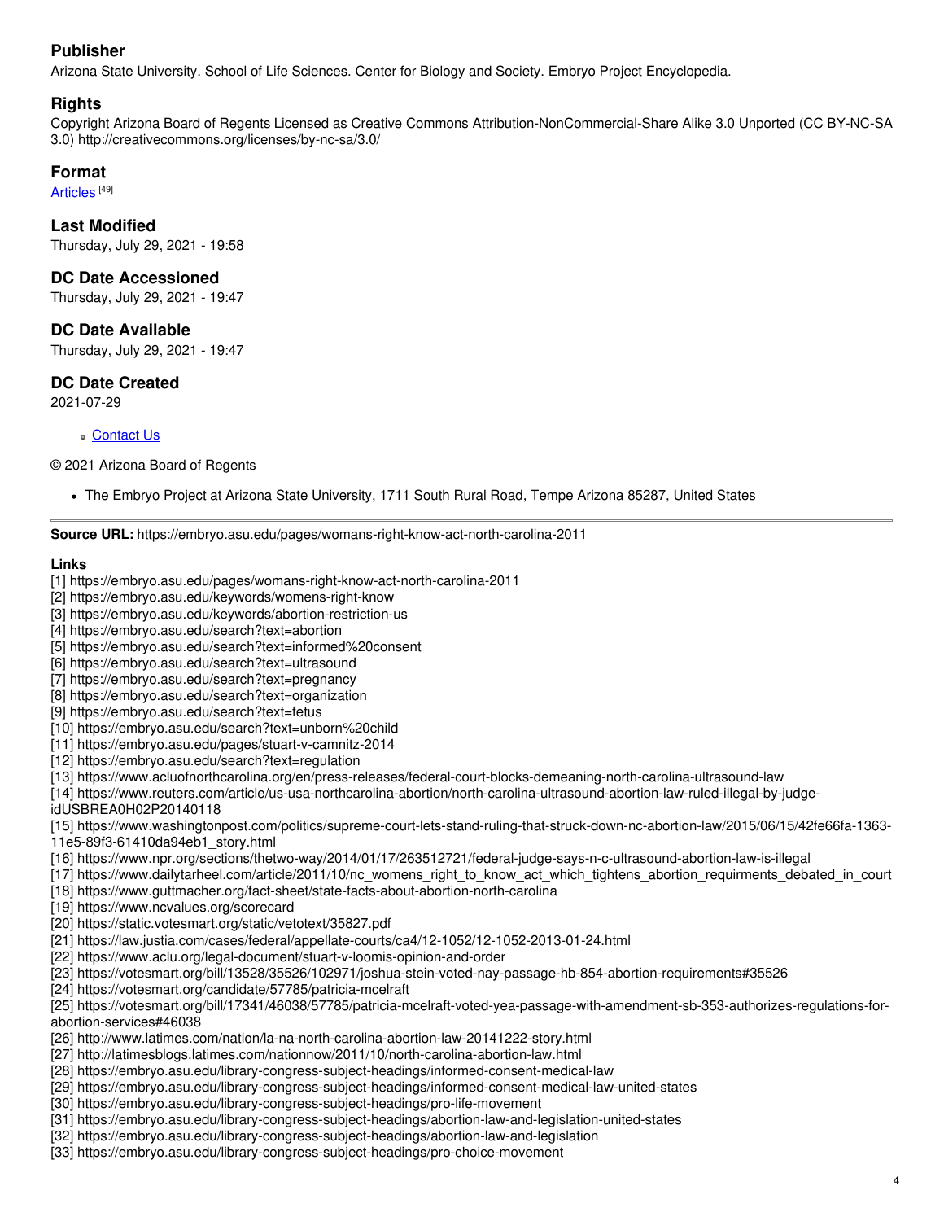### Publisher

Arizona State University. School of Life Sciences. Center for Biology and Society. Embryo Project Encyclopedia.

### Rights

Copyright Arizona Board of Regents Licensed as Creative Commons Attribution-NonCommercial-Share Alike 3.0 Unported (CC BY-NC-SA 3.0) http://creativecommons.org/licenses/by-nc-sa/3.0/

### Format

Articles [49]

### Last Modified

Thursday, July 29, 2021 - 19:58

### DC Date Accessioned

Thursday, July 29, 2021 - 19:47

### DC Date Available

Thursday, July 29, 2021 - 19:47

### DC Date Created

2021-07-29

- Contact Us

© 2021 Arizona Board of Regents

- The Embryo Project at Arizona State University, 1711 South Rural Road, Tempe Arizona 85287, United States

---

**Source URL:** https://embryo.asu.edu/pages/womans-right-know-act-north-carolina-2011

**Links**

[1] https://embryo.asu.edu/pages/womans-right-know-act-north-carolina-2011
[2] https://embryo.asu.edu/keywords/womens-right-know
[3] https://embryo.asu.edu/keywords/abortion-restriction-us
[4] https://embryo.asu.edu/search?text=abortion
[5] https://embryo.asu.edu/search?text=informed%20consent
[6] https://embryo.asu.edu/search?text=ultrasound
[7] https://embryo.asu.edu/search?text=pregnancy
[8] https://embryo.asu.edu/search?text=organization
[9] https://embryo.asu.edu/search?text=fetus
[10] https://embryo.asu.edu/search?text=unborn%20child
[11] https://embryo.asu.edu/pages/stuart-v-camnitz-2014
[12] https://embryo.asu.edu/search?text=regulation
[13] https://www.acluofnorthcarolina.org/en/press-releases/federal-court-blocks-demeaning-north-carolina-ultrasound-law
[14] https://www.reuters.com/article/us-usa-northcarolina-abortion/north-carolina-ultrasound-abortion-law-ruled-illegal-by-judge-idUSBREA0H02P20140118
[15] https://www.washingtonpost.com/politics/supreme-court-lets-stand-ruling-that-struck-down-nc-abortion-law/2015/06/15/42fe66fa-1363-11e5-89f3-61410da94eb1_story.html
[16] https://www.npr.org/sections/thetwo-way/2014/01/17/263512721/federal-judge-says-n-c-ultrasound-abortion-law-is-illegal
[17] https://www.dailytarheel.com/article/2011/10/nc_womens_right_to_know_act_which_tightens_abortion_requirments_debated_in_court
[18] https://www.guttmacher.org/fact-sheet/state-facts-about-abortion-north-carolina
[19] https://www.ncvalues.org/scorecard
[20] https://static.votesmart.org/static/vetotext/35827.pdf
[21] https://law.justia.com/cases/federal/appellate-courts/ca4/12-1052/12-1052-2013-01-24.html
[22] https://www.aclu.org/legal-document/stuart-v-loomis-opinion-and-order
[23] https://votesmart.org/bill/13528/35526/102971/joshua-stein-voted-nay-passage-hb-854-abortion-requirements#35526
[24] https://votesmart.org/candidate/57785/patricia-mcelraft
[25] https://votesmart.org/bill/17341/46038/57785/patricia-mcelraft-voted-yea-passage-with-amendment-sb-353-authorizes-regulations-for-abortion-services#46038
[26] http://www.latimes.com/nation/la-na-north-carolina-abortion-law-20141222-story.html
[27] http://latimesblogs.latimes.com/nationnow/2011/10/north-carolina-abortion-law.html
[28] https://embryo.asu.edu/library-congress-subject-headings/informed-consent-medical-law
[29] https://embryo.asu.edu/library-congress-subject-headings/informed-consent-medical-law-united-states
[30] https://embryo.asu.edu/library-congress-subject-headings/pro-life-movement
[31] https://embryo.asu.edu/library-congress-subject-headings/abortion-law-and-legislation-united-states
[32] https://embryo.asu.edu/library-congress-subject-headings/abortion-law-and-legislation
[33] https://embryo.asu.edu/library-congress-subject-headings/pro-choice-movement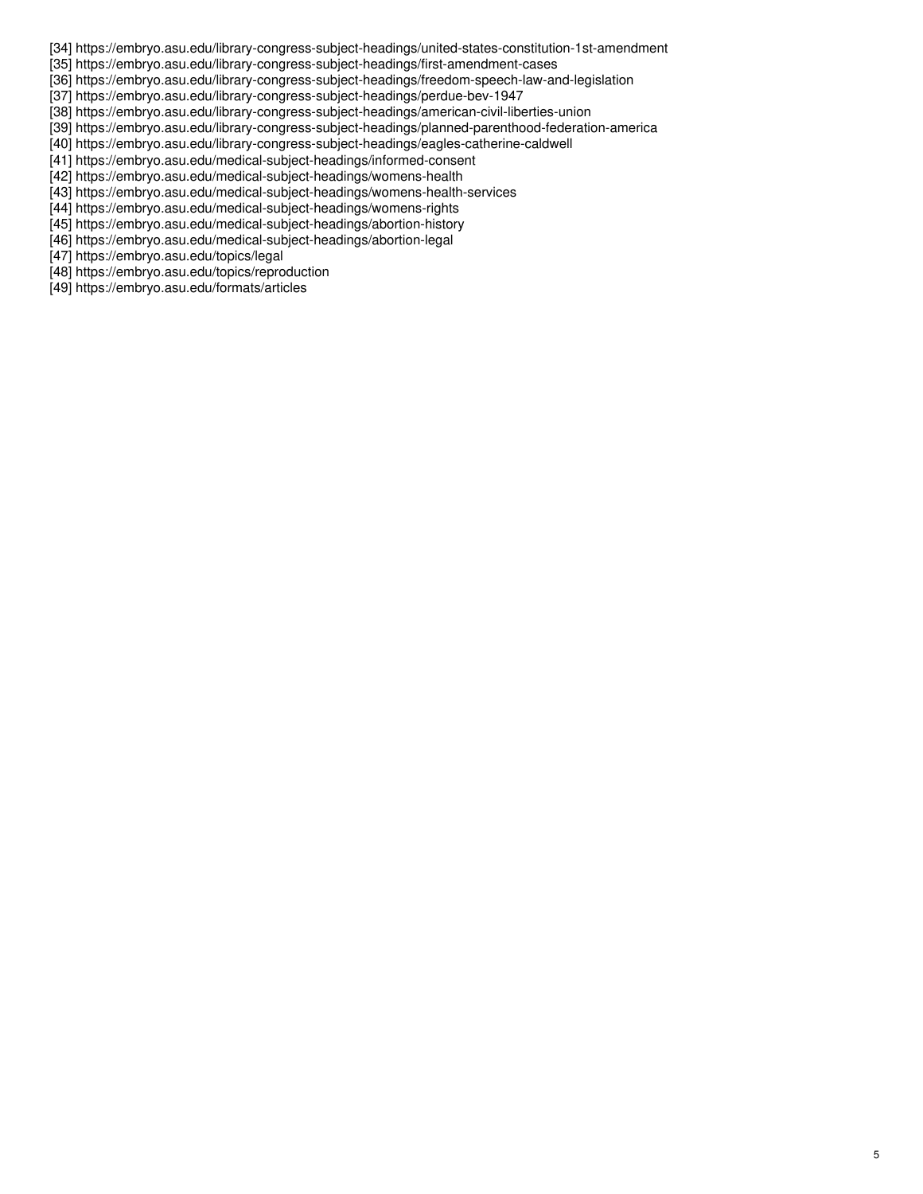[34] https://embryo.asu.edu/library-congress-subject-headings/united-states-constitution-1st-amendment
[35] https://embryo.asu.edu/library-congress-subject-headings/first-amendment-cases
[36] https://embryo.asu.edu/library-congress-subject-headings/freedom-speech-law-and-legislation
[37] https://embryo.asu.edu/library-congress-subject-headings/perdue-bev-1947
[38] https://embryo.asu.edu/library-congress-subject-headings/american-civil-liberties-union
[39] https://embryo.asu.edu/library-congress-subject-headings/planned-parenthood-federation-america
[40] https://embryo.asu.edu/library-congress-subject-headings/eagles-catherine-caldwell
[41] https://embryo.asu.edu/medical-subject-headings/informed-consent
[42] https://embryo.asu.edu/medical-subject-headings/womens-health
[43] https://embryo.asu.edu/medical-subject-headings/womens-health-services
[44] https://embryo.asu.edu/medical-subject-headings/womens-rights
[45] https://embryo.asu.edu/medical-subject-headings/abortion-history
[46] https://embryo.asu.edu/medical-subject-headings/abortion-legal
[47] https://embryo.asu.edu/topics/legal
[48] https://embryo.asu.edu/topics/reproduction
[49] https://embryo.asu.edu/formats/articles